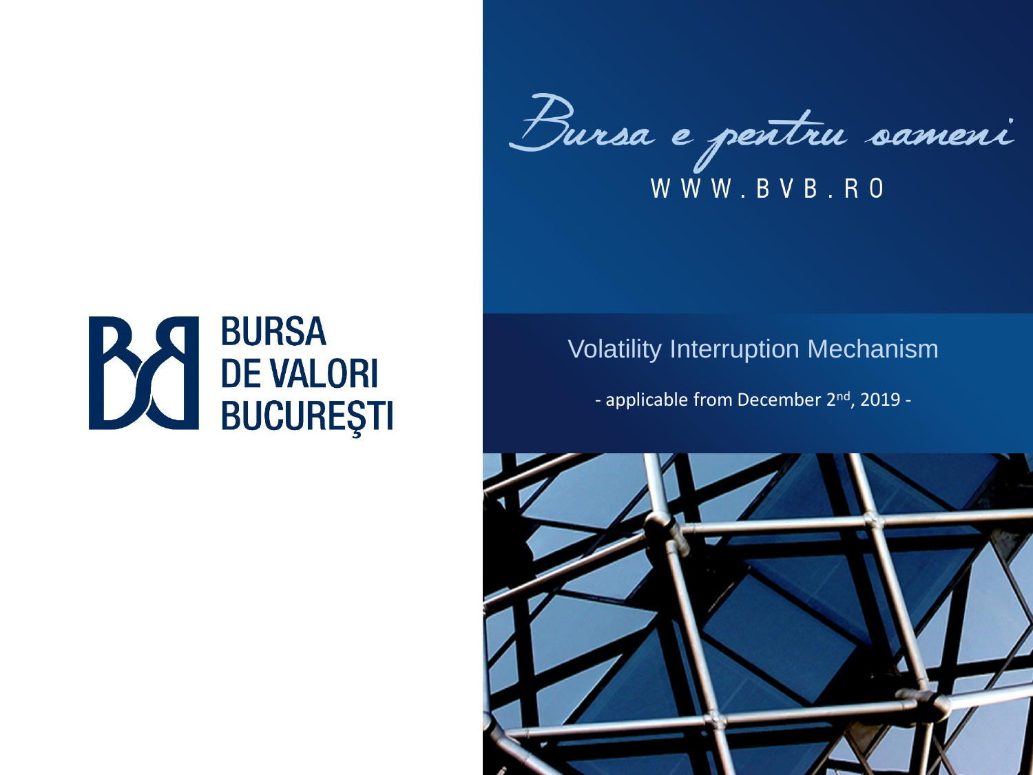BURSA DE VALORI BUCUREŞTI

*Bursa e pentru oameni*

WWW.BVB.RO

# Volatility Interruption Mechanism

- applicable from December 2nd, 2019 -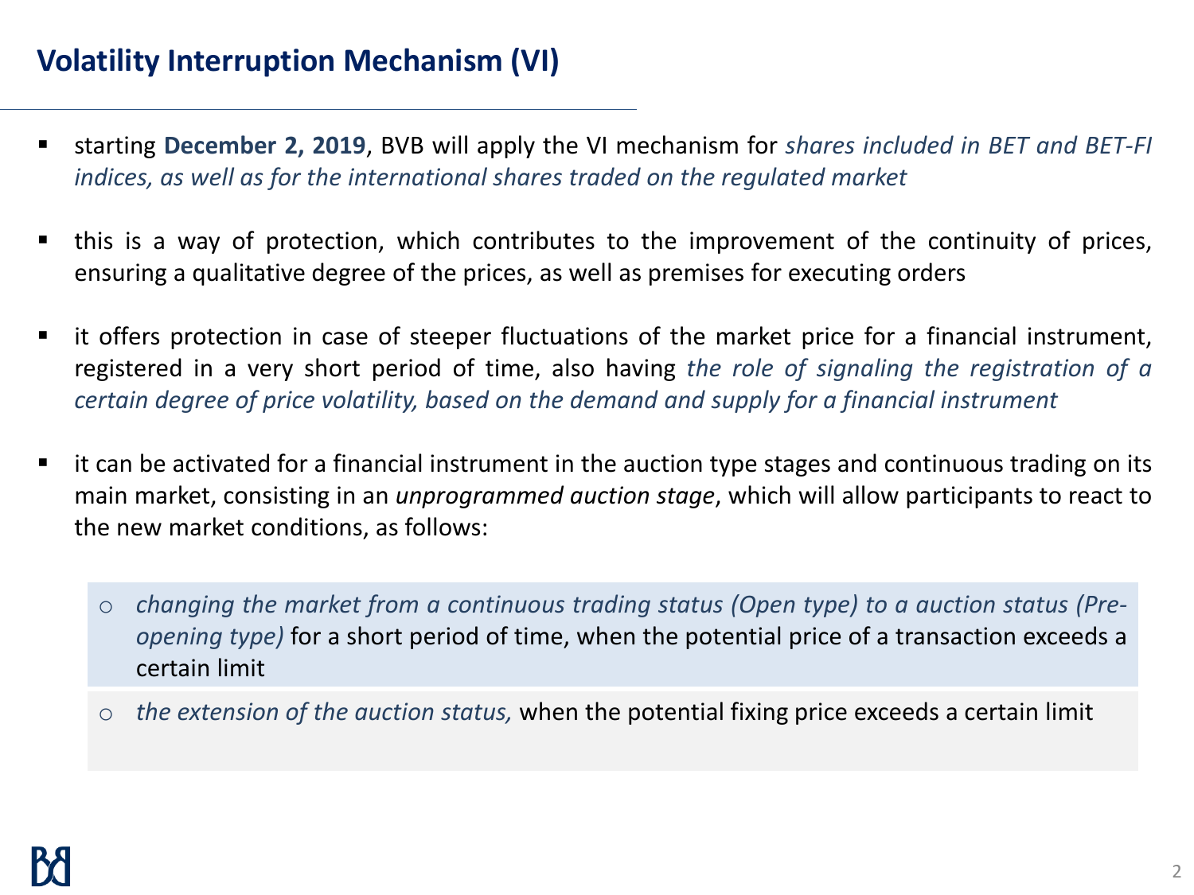# Volatility Interruption Mechanism (VI)

- starting **December 2, 2019**, BVB will apply the VI mechanism for *shares included in BET and BET-FI indices, as well as for the international shares traded on the regulated market*

- this is a way of protection, which contributes to the improvement of the continuity of prices, ensuring a qualitative degree of the prices, as well as premises for executing orders

- it offers protection in case of steeper fluctuations of the market price for a financial instrument, registered in a very short period of time, also having *the role of signaling the registration of a certain degree of price volatility, based on the demand and supply for a financial instrument*

- it can be activated for a financial instrument in the auction type stages and continuous trading on its main market, consisting in an *unprogrammed auction stage*, which will allow participants to react to the new market conditions, as follows:

  - *changing the market from a continuous trading status (Open type) to a auction status (Pre-opening type)* for a short period of time, when the potential price of a transaction exceeds a certain limit
  - *the extension of the auction status,* when the potential fixing price exceeds a certain limit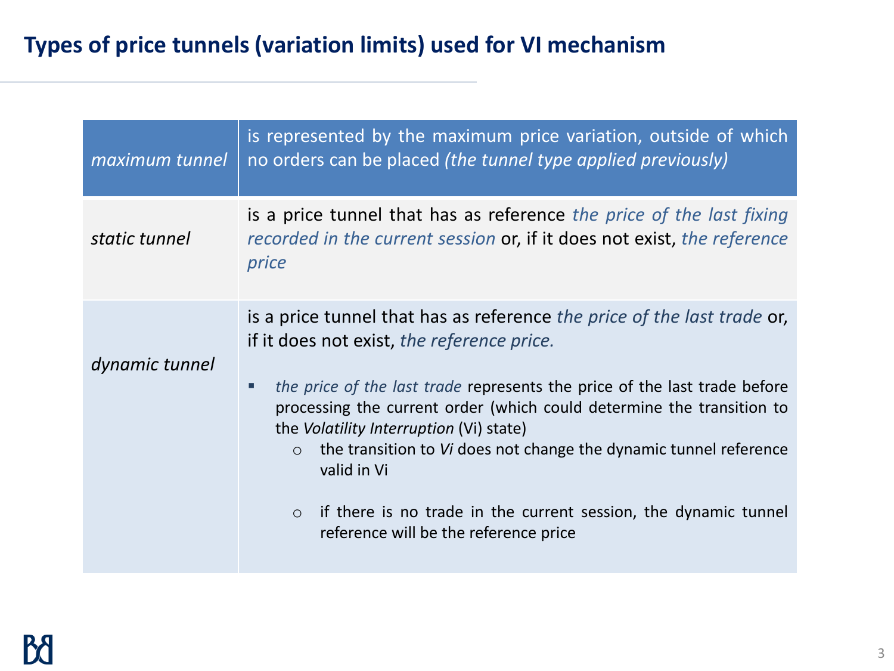## Types of price tunnels (variation limits) used for VI mechanism

| | |
|---|---|
| *maximum tunnel* | is represented by the maximum price variation, outside of which no orders can be placed *(the tunnel type applied previously)* |
| *static tunnel* | is a price tunnel that has as reference *the price of the last fixing recorded in the current session* or, if it does not exist, *the reference price* |
| *dynamic tunnel* | is a price tunnel that has as reference *the price of the last trade* or, if it does not exist, *the reference price.*<br><br>▪ *the price of the last trade* represents the price of the last trade before processing the current order (which could determine the transition to the *Volatility Interruption* (Vi) state)<br>&nbsp;&nbsp;&nbsp;&nbsp;○ the transition to *Vi* does not change the dynamic tunnel reference valid in Vi<br>&nbsp;&nbsp;&nbsp;&nbsp;○ if there is no trade in the current session, the dynamic tunnel reference will be the reference price |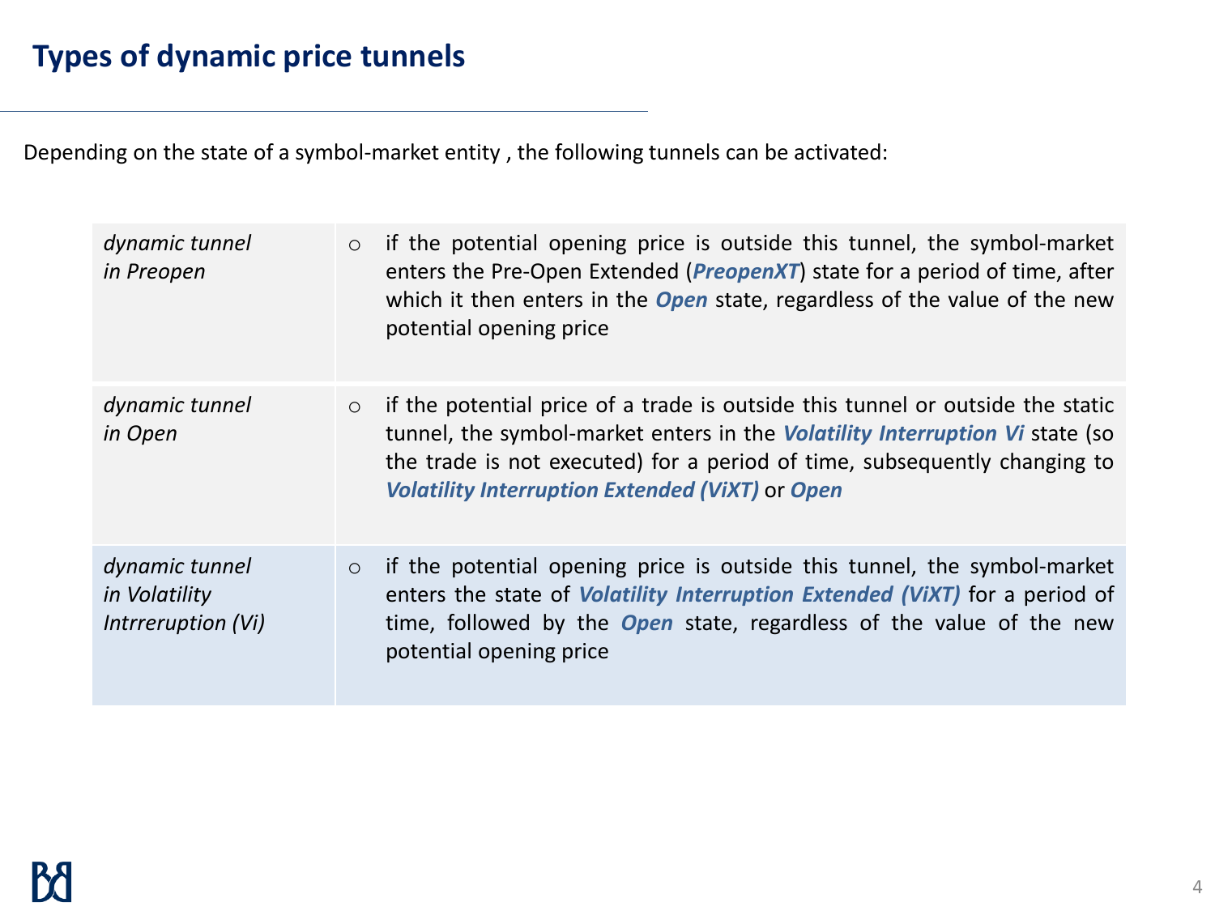# Types of dynamic price tunnels

Depending on the state of a symbol-market entity , the following tunnels can be activated:

| | |
|---|---|
| *dynamic tunnel in Preopen* | ○ if the potential opening price is outside this tunnel, the symbol-market enters the Pre-Open Extended (***PreopenXT***) state for a period of time, after which it then enters in the ***Open*** state, regardless of the value of the new potential opening price |
| *dynamic tunnel in Open* | ○ if the potential price of a trade is outside this tunnel or outside the static tunnel, the symbol-market enters in the ***Volatility Interruption Vi*** state (so the trade is not executed) for a period of time, subsequently changing to ***Volatility Interruption Extended (ViXT)*** or ***Open*** |
| *dynamic tunnel in Volatility Intrreruption (Vi)* | ○ if the potential opening price is outside this tunnel, the symbol-market enters the state of ***Volatility Interruption Extended (ViXT)*** for a period of time, followed by the ***Open*** state, regardless of the value of the new potential opening price |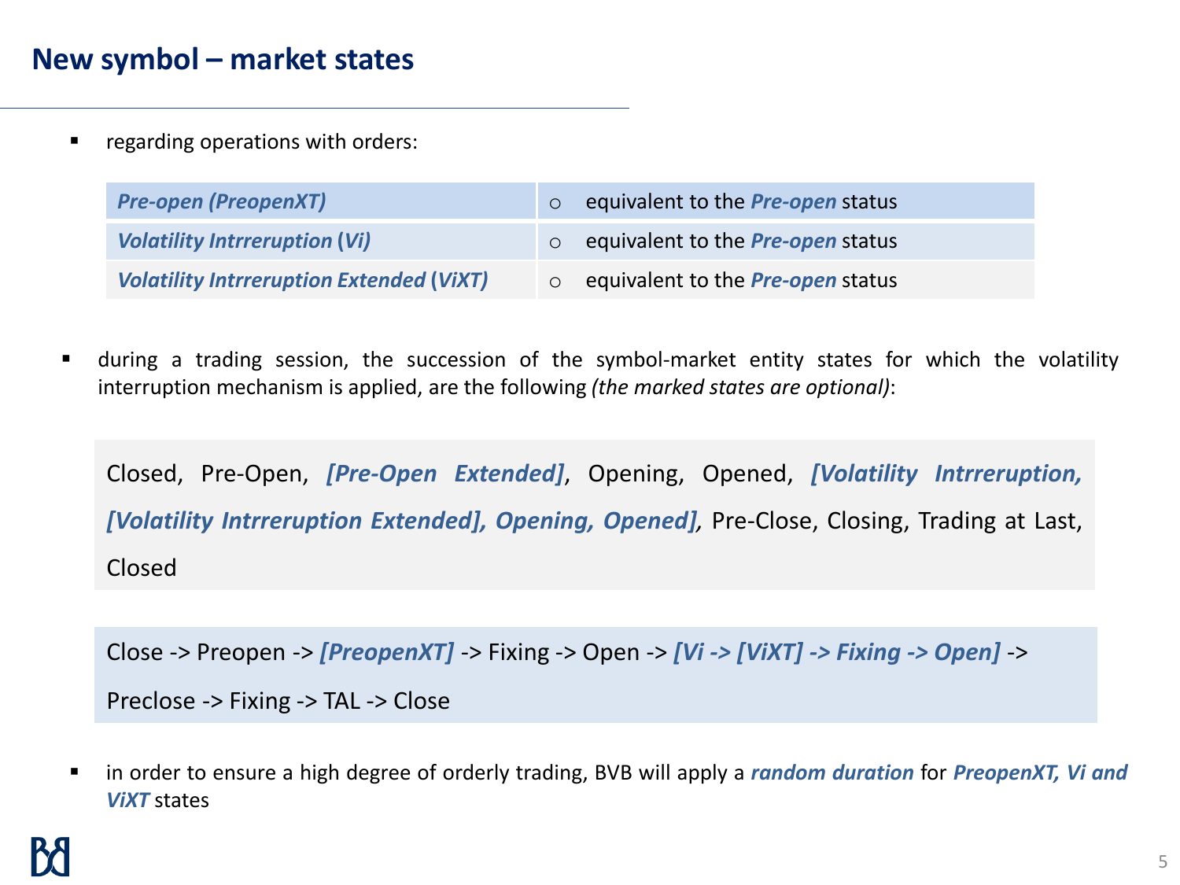# New symbol – market states

- regarding operations with orders:

| | |
|---|---|
| ***Pre-open (PreopenXT)*** | ○ equivalent to the ***Pre-open*** status |
| ***Volatility Intrreruption (Vi)*** | ○ equivalent to the ***Pre-open*** status |
| ***Volatility Intrreruption Extended (ViXT)*** | ○ equivalent to the ***Pre-open*** status |

- during a trading session, the succession of the symbol-market entity states for which the volatility interruption mechanism is applied, are the following *(the marked states are optional)*:

Closed, Pre-Open, ***[Pre-Open Extended]***, Opening, Opened, ***[Volatility Intrreruption, [Volatility Intrreruption Extended], Opening, Opened]****,* Pre-Close, Closing, Trading at Last, Closed

Close -> Preopen -> ***[PreopenXT]*** -> Fixing -> Open -> ***[Vi -> [ViXT] -> Fixing -> Open]*** -> Preclose -> Fixing -> TAL -> Close

- in order to ensure a high degree of orderly trading, BVB will apply a ***random duration*** for ***PreopenXT, Vi and ViXT*** states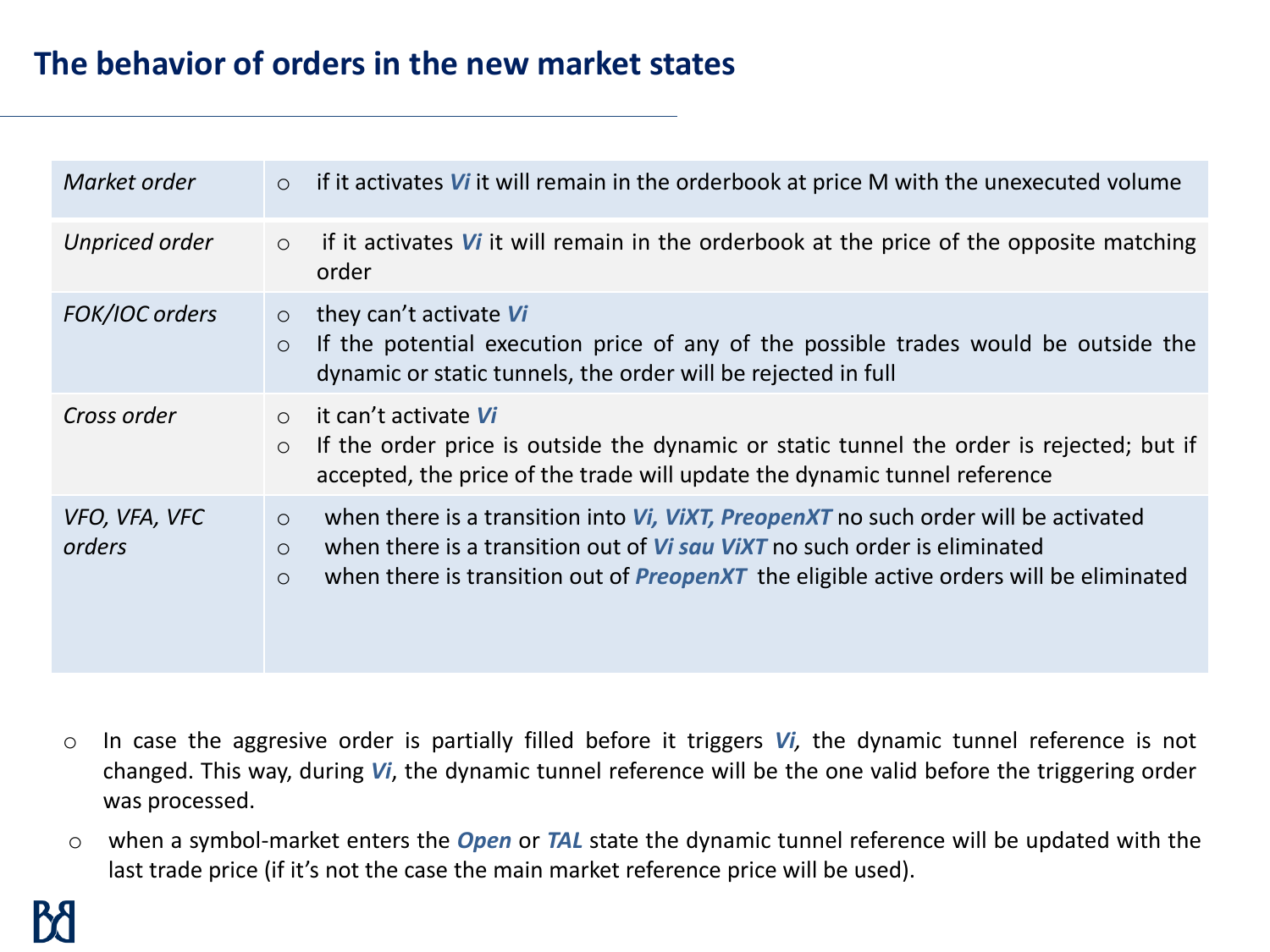## The behavior of orders in the new market states

| | |
|---|---|
| *Market order* | ○ if it activates ***Vi*** it will remain in the orderbook at price M with the unexecuted volume |
| *Unpriced order* | ○ if it activates ***Vi*** it will remain in the orderbook at the price of the opposite matching order |
| *FOK/IOC orders* | ○ they can't activate ***Vi***<br>○ If the potential execution price of any of the possible trades would be outside the dynamic or static tunnels, the order will be rejected in full |
| *Cross order* | ○ it can't activate ***Vi***<br>○ If the order price is outside the dynamic or static tunnel the order is rejected; but if accepted, the price of the trade will update the dynamic tunnel reference |
| *VFO, VFA, VFC orders* | ○ when there is a transition into ***Vi, ViXT, PreopenXT*** no such order will be activated<br>○ when there is a transition out of ***Vi sau ViXT*** no such order is eliminated<br>○ when there is transition out of ***PreopenXT*** the eligible active orders will be eliminated |

- In case the aggresive order is partially filled before it triggers ***Vi,*** the dynamic tunnel reference is not changed. This way, during ***Vi***, the dynamic tunnel reference will be the one valid before the triggering order was processed.
- when a symbol-market enters the ***Open*** or ***TAL*** state the dynamic tunnel reference will be updated with the last trade price (if it's not the case the main market reference price will be used).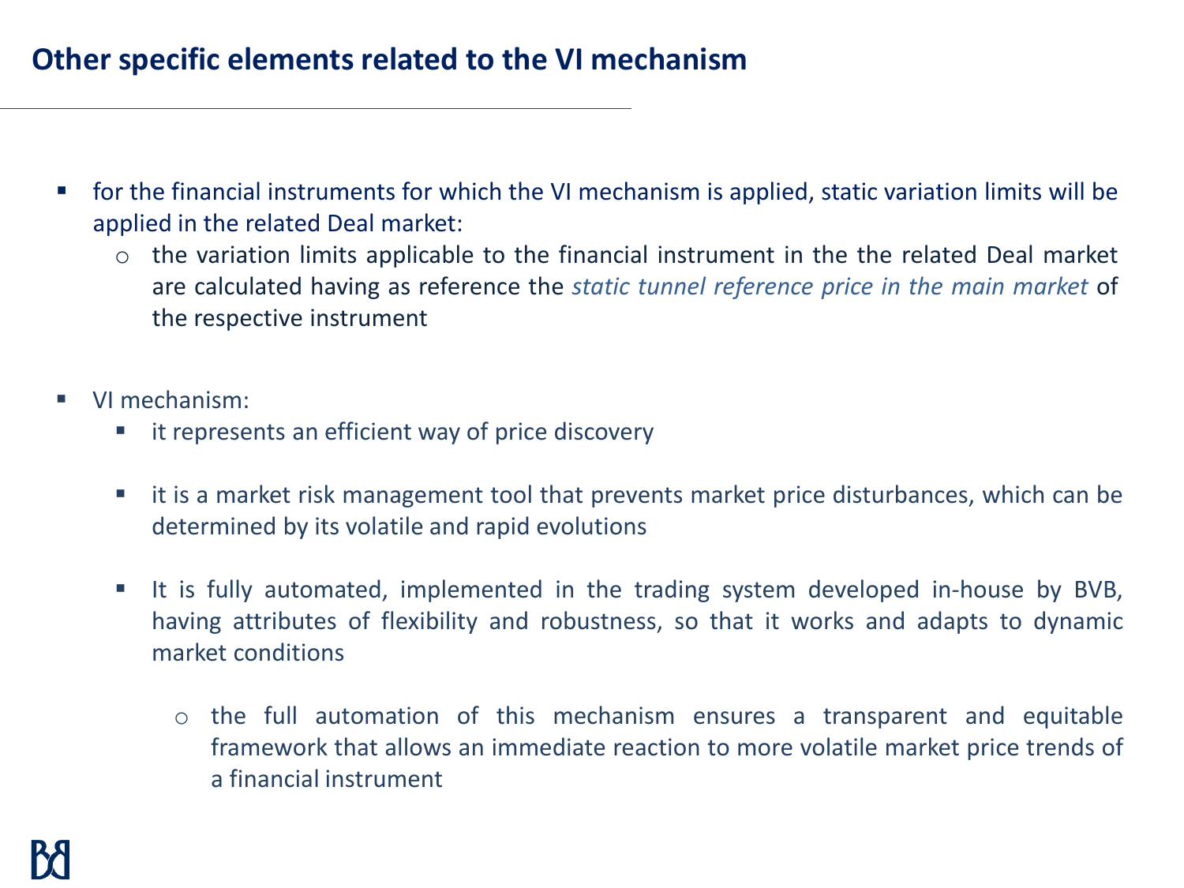# Other specific elements related to the VI mechanism

- for the financial instruments for which the VI mechanism is applied, static variation limits will be applied in the related Deal market:
  - the variation limits applicable to the financial instrument in the the related Deal market are calculated having as reference the *static tunnel reference price in the main market* of the respective instrument

- VI mechanism:
  - it represents an efficient way of price discovery
  - it is a market risk management tool that prevents market price disturbances, which can be determined by its volatile and rapid evolutions
  - It is fully automated, implemented in the trading system developed in-house by BVB, having attributes of flexibility and robustness, so that it works and adapts to dynamic market conditions
    - the full automation of this mechanism ensures a transparent and equitable framework that allows an immediate reaction to more volatile market price trends of a financial instrument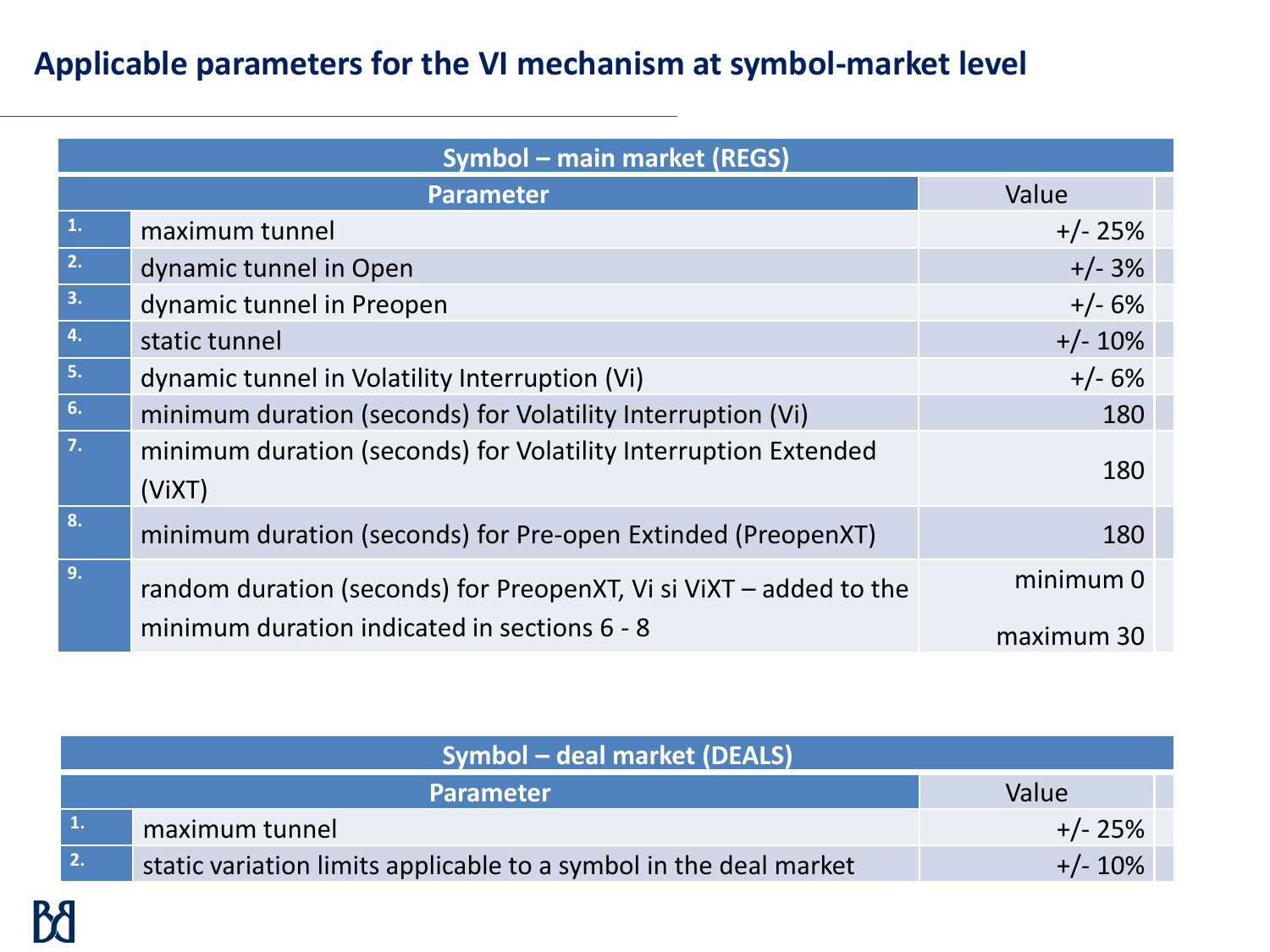# Applicable parameters for the VI mechanism at symbol-market level

| Symbol – main market (REGS) | | |
|---|---|---|
| | **Parameter** | **Value** |
| 1. | maximum tunnel | +/- 25% |
| 2. | dynamic tunnel in Open | +/- 3% |
| 3. | dynamic tunnel in Preopen | +/- 6% |
| 4. | static tunnel | +/- 10% |
| 5. | dynamic tunnel in Volatility Interruption (Vi) | +/- 6% |
| 6. | minimum duration (seconds) for Volatility Interruption (Vi) | 180 |
| 7. | minimum duration (seconds) for Volatility Interruption Extended (ViXT) | 180 |
| 8. | minimum duration (seconds) for Pre-open Extinded (PreopenXT) | 180 |
| 9. | random duration (seconds) for PreopenXT, Vi si ViXT – added to the minimum duration indicated in sections 6 - 8 | minimum 0<br>maximum 30 |

| Symbol – deal market (DEALS) | | |
|---|---|---|
| | **Parameter** | **Value** |
| 1. | maximum tunnel | +/- 25% |
| 2. | static variation limits applicable to a symbol in the deal market | +/- 10% |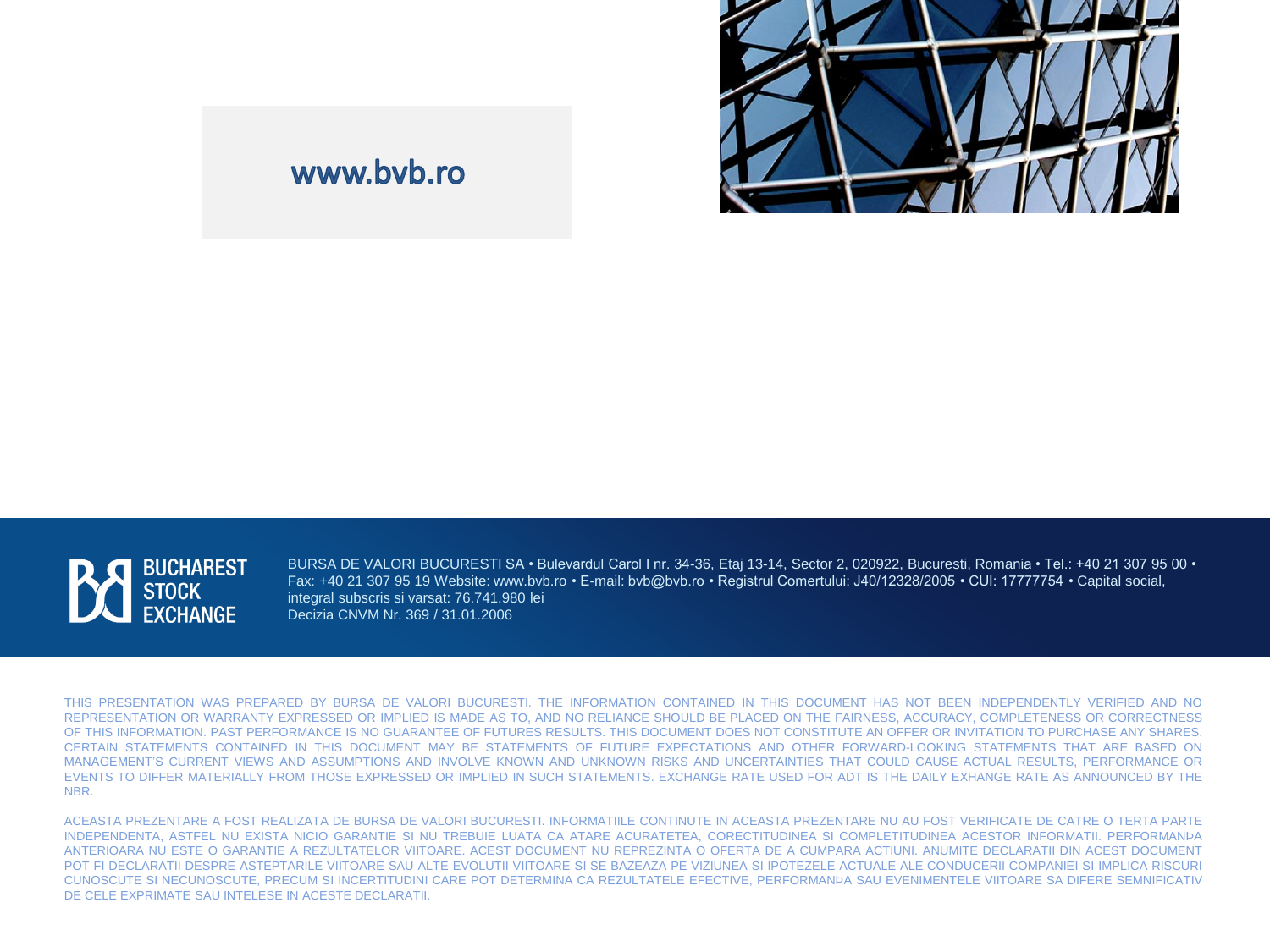www.bvb.ro

BUCHAREST STOCK EXCHANGE

BURSA DE VALORI BUCURESTI SA • Bulevardul Carol I nr. 34-36, Etaj 13-14, Sector 2, 020922, Bucuresti, Romania • Tel.: +40 21 307 95 00 • Fax: +40 21 307 95 19 Website: www.bvb.ro • E-mail: bvb@bvb.ro • Registrul Comertului: J40/12328/2005 • CUI: 17777754 • Capital social, integral subscris si varsat: 76.741.980 lei
Decizia CNVM Nr. 369 / 31.01.2006

THIS PRESENTATION WAS PREPARED BY BURSA DE VALORI BUCURESTI. THE INFORMATION CONTAINED IN THIS DOCUMENT HAS NOT BEEN INDEPENDENTLY VERIFIED AND NO REPRESENTATION OR WARRANTY EXPRESSED OR IMPLIED IS MADE AS TO, AND NO RELIANCE SHOULD BE PLACED ON THE FAIRNESS, ACCURACY, COMPLETENESS OR CORRECTNESS OF THIS INFORMATION. PAST PERFORMANCE IS NO GUARANTEE OF FUTURES RESULTS. THIS DOCUMENT DOES NOT CONSTITUTE AN OFFER OR INVITATION TO PURCHASE ANY SHARES. CERTAIN STATEMENTS CONTAINED IN THIS DOCUMENT MAY BE STATEMENTS OF FUTURE EXPECTATIONS AND OTHER FORWARD-LOOKING STATEMENTS THAT ARE BASED ON MANAGEMENT'S CURRENT VIEWS AND ASSUMPTIONS AND INVOLVE KNOWN AND UNKNOWN RISKS AND UNCERTAINTIES THAT COULD CAUSE ACTUAL RESULTS, PERFORMANCE OR EVENTS TO DIFFER MATERIALLY FROM THOSE EXPRESSED OR IMPLIED IN SUCH STATEMENTS. EXCHANGE RATE USED FOR ADT IS THE DAILY EXHANGE RATE AS ANNOUNCED BY THE NBR.

ACEASTA PREZENTARE A FOST REALIZATA DE BURSA DE VALORI BUCURESTI. INFORMATIILE CONTINUTE IN ACEASTA PREZENTARE NU AU FOST VERIFICATE DE CATRE O TERTA PARTE INDEPENDENTA, ASTFEL NU EXISTA NICIO GARANTIE SI NU TREBUIE LUATA CA ATARE ACURATETEA, CORECTITUDINEA SI COMPLETITUDINEA ACESTOR INFORMATII. PERFORMANÞA ANTERIOARA NU ESTE O GARANTIE A REZULTATELOR VIITOARE. ACEST DOCUMENT NU REPREZINTA O OFERTA DE A CUMPARA ACTIUNI. ANUMITE DECLARATII DIN ACEST DOCUMENT POT FI DECLARATII DESPRE ASTEPTARILE VIITOARE SAU ALTE EVOLUTII VIITOARE SI SE BAZEAZA PE VIZIUNEA SI IPOTEZELE ACTUALE ALE CONDUCERII COMPANIEI SI IMPLICA RISCURI CUNOSCUTE SI NECUNOSCUTE, PRECUM SI INCERTITUDINI CARE POT DETERMINA CA REZULTATELE EFECTIVE, PERFORMANÞA SAU EVENIMENTELE VIITOARE SA DIFERE SEMNIFICATIV DE CELE EXPRIMATE SAU INTELESE IN ACESTE DECLARATII.